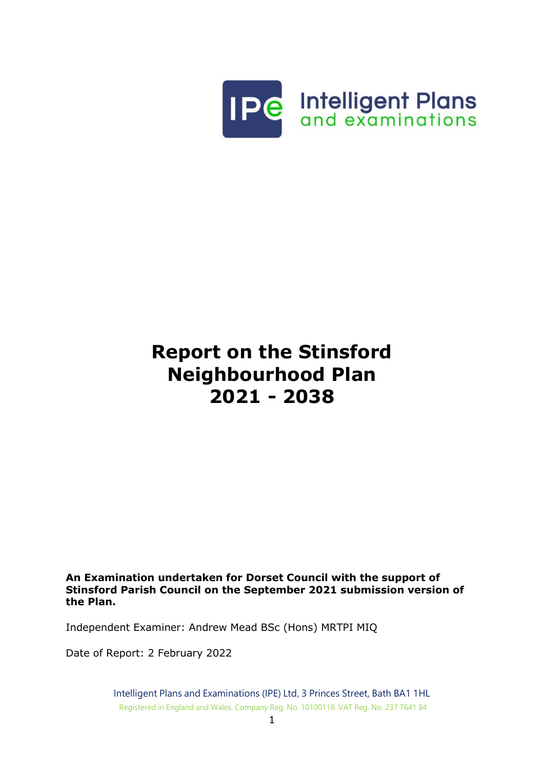# Report on the Stinsford Neighbourhood Plan 2021 - 2038

**An Examination undertaken for Dorset Council with the support of Stinsford Parish Council on the September 2021 submission version of the Plan.**

Independent Examiner: Andrew Mead BSc (Hons) MRTPI MIQ

Date of Report: 2 February 2022

Intelligent Plans and Examinations (IPE) Ltd, 3 Princes Street, Bath BA1 1HL

Registered in England and Wales. Company Reg. No. 10100118. VAT Reg. No. 237 7641 84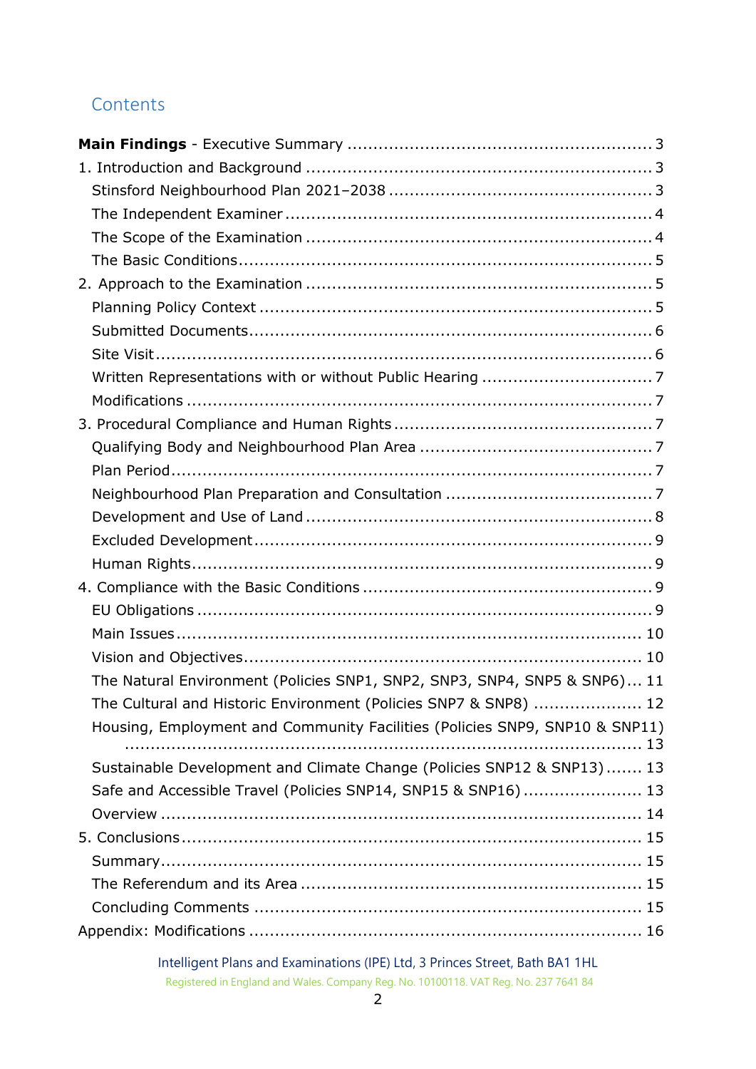## Contents

**Main Findings** - Executive Summary ........................................................ 3
1. Introduction and Background ................................................................ 3
   Stinsford Neighbourhood Plan 2021–2038 ............................................... 3
   The Independent Examiner ..................................................................... 4
   The Scope of the Examination ................................................................ 4
   The Basic Conditions ............................................................................. 5
2. Approach to the Examination ................................................................ 5
   Planning Policy Context ......................................................................... 5
   Submitted Documents ............................................................................ 6
   Site Visit ............................................................................................. 6
   Written Representations with or without Public Hearing ................................ 7
   Modifications ........................................................................................ 7
3. Procedural Compliance and Human Rights ................................................ 7
   Qualifying Body and Neighbourhood Plan Area ............................................ 7
   Plan Period .......................................................................................... 7
   Neighbourhood Plan Preparation and Consultation ....................................... 7
   Development and Use of Land ................................................................. 8
   Excluded Development ........................................................................... 9
   Human Rights ....................................................................................... 9
4. Compliance with the Basic Conditions ...................................................... 9
   EU Obligations ...................................................................................... 9
   Main Issues ........................................................................................ 10
   Vision and Objectives ........................................................................... 10
   The Natural Environment (Policies SNP1, SNP2, SNP3, SNP4, SNP5 & SNP6) ... 11
   The Cultural and Historic Environment (Policies SNP7 & SNP8) ..................... 12
   Housing, Employment and Community Facilities (Policies SNP9, SNP10 & SNP11) ........................................................................................................ 13
   Sustainable Development and Climate Change (Policies SNP12 & SNP13) ....... 13
   Safe and Accessible Travel (Policies SNP14, SNP15 & SNP16) ...................... 13
   Overview ........................................................................................... 14
5. Conclusions ........................................................................................ 15
   Summary ........................................................................................... 15
   The Referendum and its Area ................................................................. 15
   Concluding Comments .......................................................................... 15
Appendix: Modifications ........................................................................... 16

Intelligent Plans and Examinations (IPE) Ltd, 3 Princes Street, Bath BA1 1HL
Registered in England and Wales. Company Reg. No. 10100118. VAT Reg. No. 237 7641 84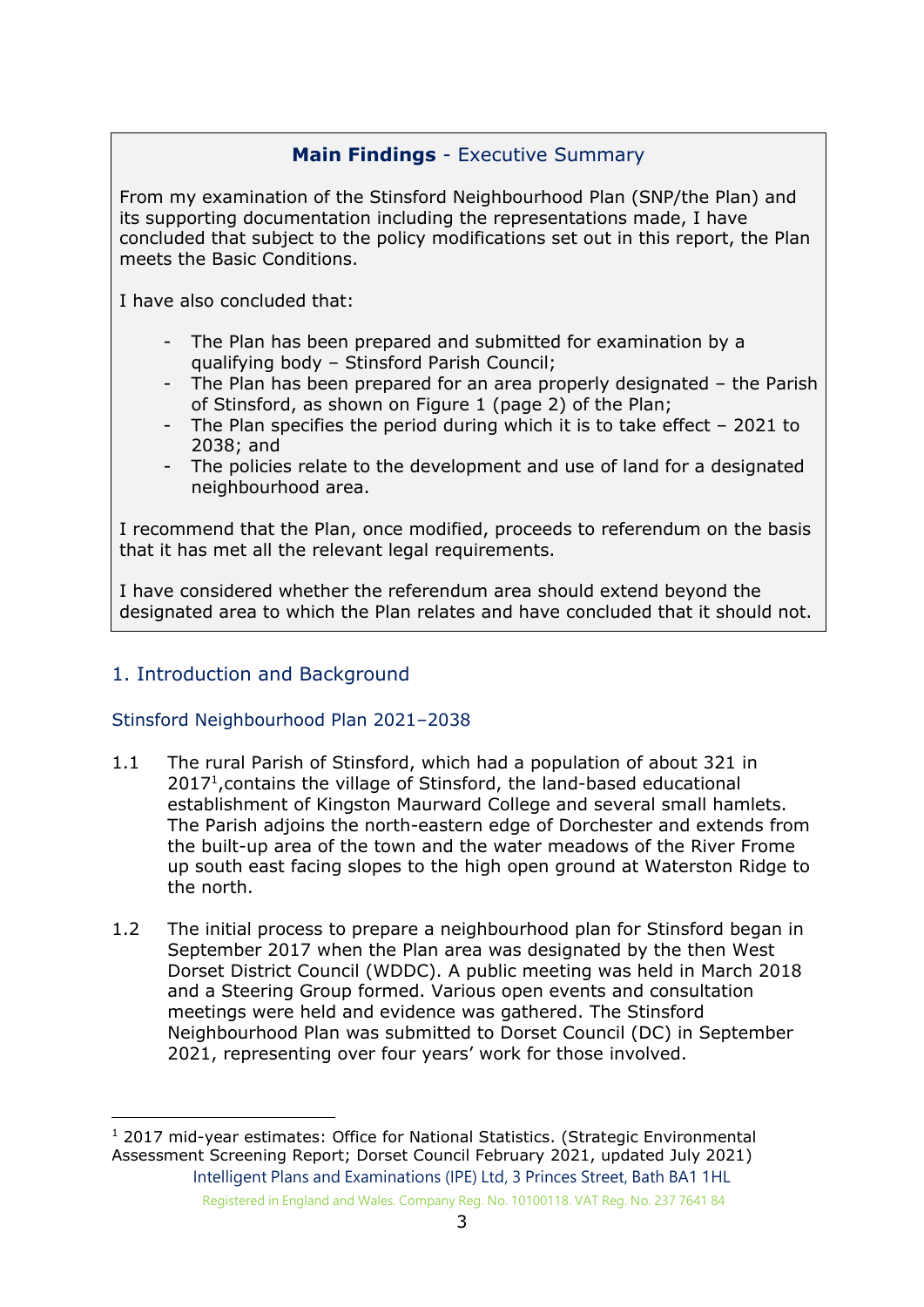**Main Findings** - Executive Summary

From my examination of the Stinsford Neighbourhood Plan (SNP/the Plan) and its supporting documentation including the representations made, I have concluded that subject to the policy modifications set out in this report, the Plan meets the Basic Conditions.

I have also concluded that:

- The Plan has been prepared and submitted for examination by a qualifying body – Stinsford Parish Council;
- The Plan has been prepared for an area properly designated – the Parish of Stinsford, as shown on Figure 1 (page 2) of the Plan;
- The Plan specifies the period during which it is to take effect – 2021 to 2038; and
- The policies relate to the development and use of land for a designated neighbourhood area.

I recommend that the Plan, once modified, proceeds to referendum on the basis that it has met all the relevant legal requirements.

I have considered whether the referendum area should extend beyond the designated area to which the Plan relates and have concluded that it should not.

## 1. Introduction and Background

### Stinsford Neighbourhood Plan 2021–2038

1.1 The rural Parish of Stinsford, which had a population of about 321 in 2017[1],contains the village of Stinsford, the land-based educational establishment of Kingston Maurward College and several small hamlets. The Parish adjoins the north-eastern edge of Dorchester and extends from the built-up area of the town and the water meadows of the River Frome up south east facing slopes to the high open ground at Waterston Ridge to the north.

1.2 The initial process to prepare a neighbourhood plan for Stinsford began in September 2017 when the Plan area was designated by the then West Dorset District Council (WDDC). A public meeting was held in March 2018 and a Steering Group formed. Various open events and consultation meetings were held and evidence was gathered. The Stinsford Neighbourhood Plan was submitted to Dorset Council (DC) in September 2021, representing over four years' work for those involved.

[1] 2017 mid-year estimates: Office for National Statistics. (Strategic Environmental Assessment Screening Report; Dorset Council February 2021, updated July 2021)

Intelligent Plans and Examinations (IPE) Ltd, 3 Princes Street, Bath BA1 1HL

Registered in England and Wales. Company Reg. No. 10100118. VAT Reg. No. 237 7641 84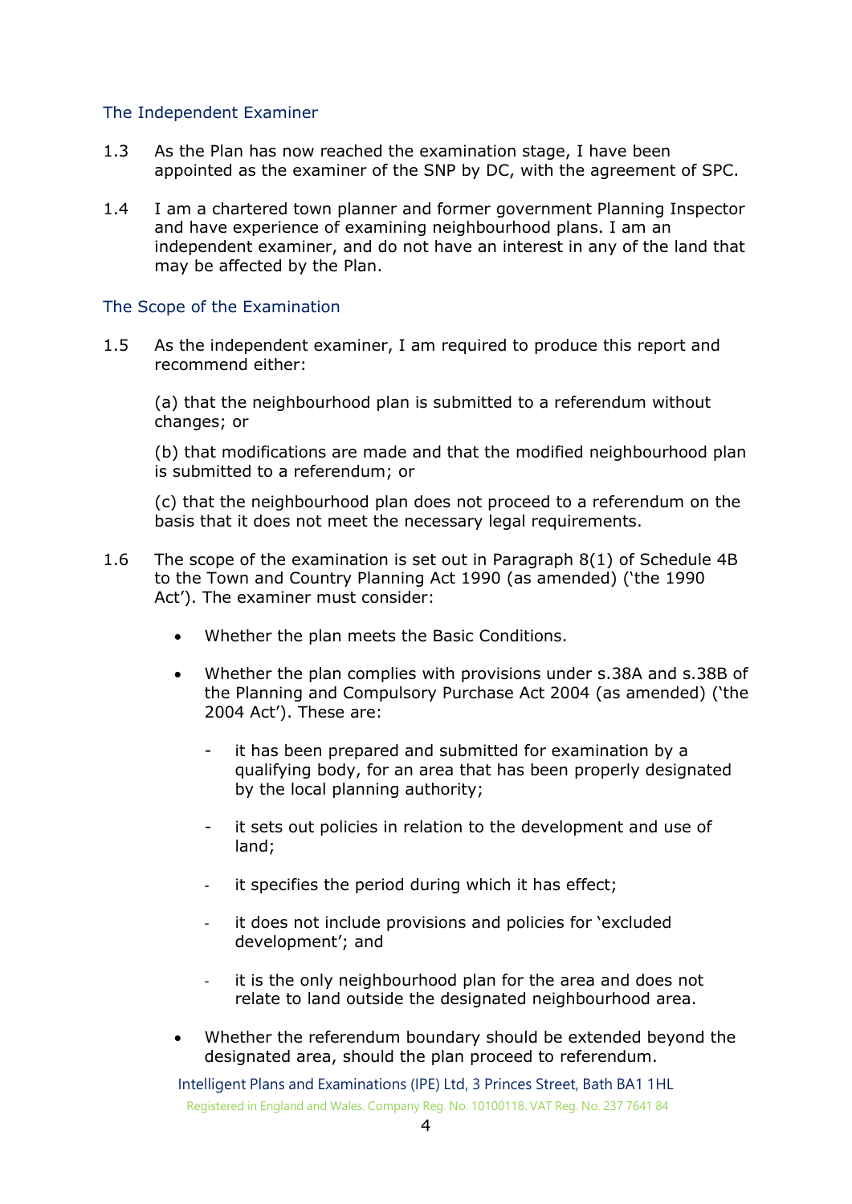### The Independent Examiner

1.3 As the Plan has now reached the examination stage, I have been appointed as the examiner of the SNP by DC, with the agreement of SPC.

1.4 I am a chartered town planner and former government Planning Inspector and have experience of examining neighbourhood plans. I am an independent examiner, and do not have an interest in any of the land that may be affected by the Plan.

### The Scope of the Examination

1.5 As the independent examiner, I am required to produce this report and recommend either:

(a) that the neighbourhood plan is submitted to a referendum without changes; or

(b) that modifications are made and that the modified neighbourhood plan is submitted to a referendum; or

(c) that the neighbourhood plan does not proceed to a referendum on the basis that it does not meet the necessary legal requirements.

1.6 The scope of the examination is set out in Paragraph 8(1) of Schedule 4B to the Town and Country Planning Act 1990 (as amended) ('the 1990 Act'). The examiner must consider:

- Whether the plan meets the Basic Conditions.
- Whether the plan complies with provisions under s.38A and s.38B of the Planning and Compulsory Purchase Act 2004 (as amended) ('the 2004 Act'). These are:
  - it has been prepared and submitted for examination by a qualifying body, for an area that has been properly designated by the local planning authority;
  - it sets out policies in relation to the development and use of land;
  - it specifies the period during which it has effect;
  - it does not include provisions and policies for 'excluded development'; and
  - it is the only neighbourhood plan for the area and does not relate to land outside the designated neighbourhood area.
- Whether the referendum boundary should be extended beyond the designated area, should the plan proceed to referendum.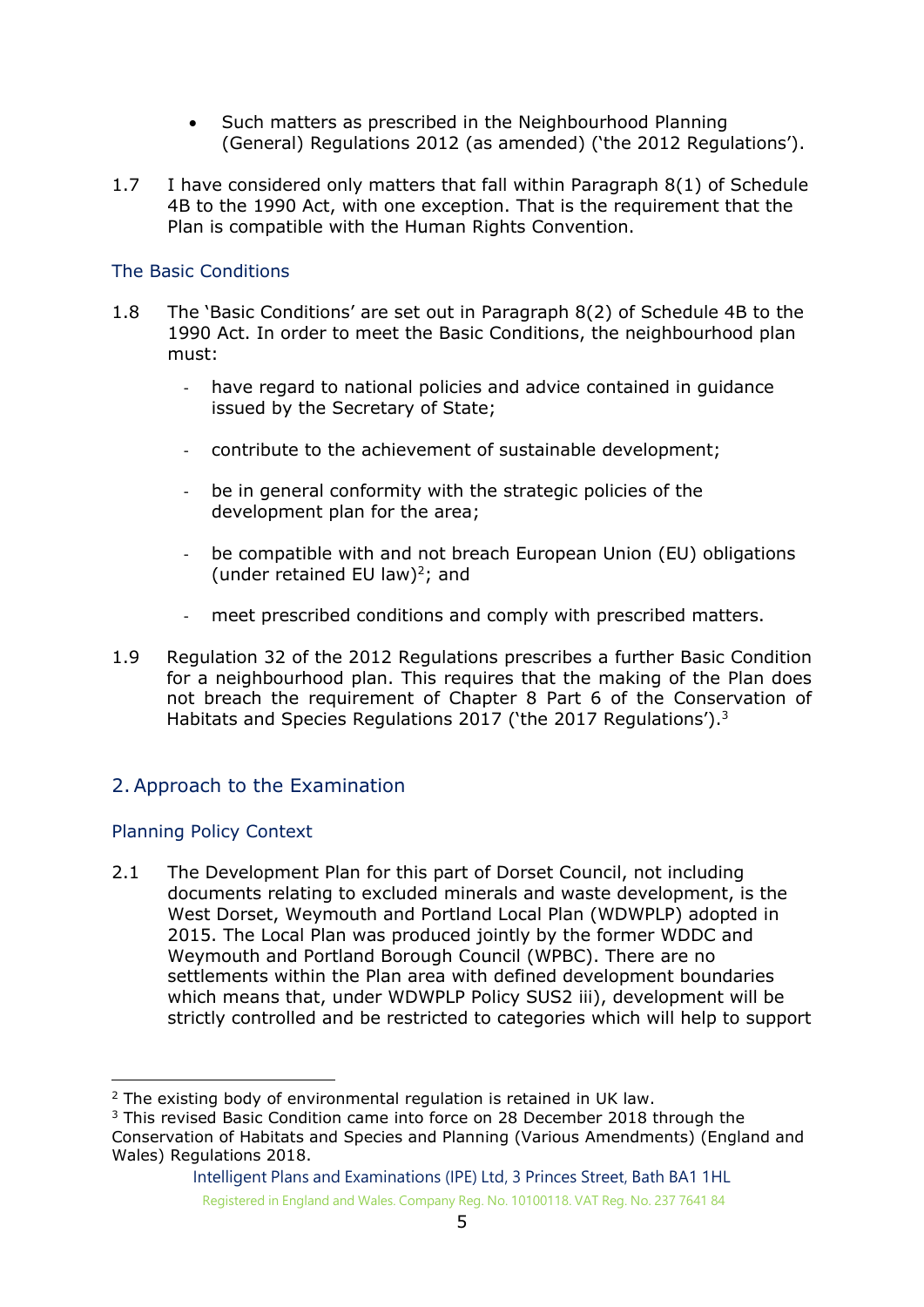- Such matters as prescribed in the Neighbourhood Planning (General) Regulations 2012 (as amended) ('the 2012 Regulations').

1.7 I have considered only matters that fall within Paragraph 8(1) of Schedule 4B to the 1990 Act, with one exception. That is the requirement that the Plan is compatible with the Human Rights Convention.

### The Basic Conditions

1.8 The 'Basic Conditions' are set out in Paragraph 8(2) of Schedule 4B to the 1990 Act. In order to meet the Basic Conditions, the neighbourhood plan must:

- have regard to national policies and advice contained in guidance issued by the Secretary of State;
- contribute to the achievement of sustainable development;
- be in general conformity with the strategic policies of the development plan for the area;
- be compatible with and not breach European Union (EU) obligations (under retained EU law)[2]; and
- meet prescribed conditions and comply with prescribed matters.

1.9 Regulation 32 of the 2012 Regulations prescribes a further Basic Condition for a neighbourhood plan. This requires that the making of the Plan does not breach the requirement of Chapter 8 Part 6 of the Conservation of Habitats and Species Regulations 2017 ('the 2017 Regulations').[3]

## 2. Approach to the Examination

### Planning Policy Context

2.1 The Development Plan for this part of Dorset Council, not including documents relating to excluded minerals and waste development, is the West Dorset, Weymouth and Portland Local Plan (WDWPLP) adopted in 2015. The Local Plan was produced jointly by the former WDDC and Weymouth and Portland Borough Council (WPBC). There are no settlements within the Plan area with defined development boundaries which means that, under WDWPLP Policy SUS2 iii), development will be strictly controlled and be restricted to categories which will help to support

---

[2] The existing body of environmental regulation is retained in UK law.

[3] This revised Basic Condition came into force on 28 December 2018 through the Conservation of Habitats and Species and Planning (Various Amendments) (England and Wales) Regulations 2018.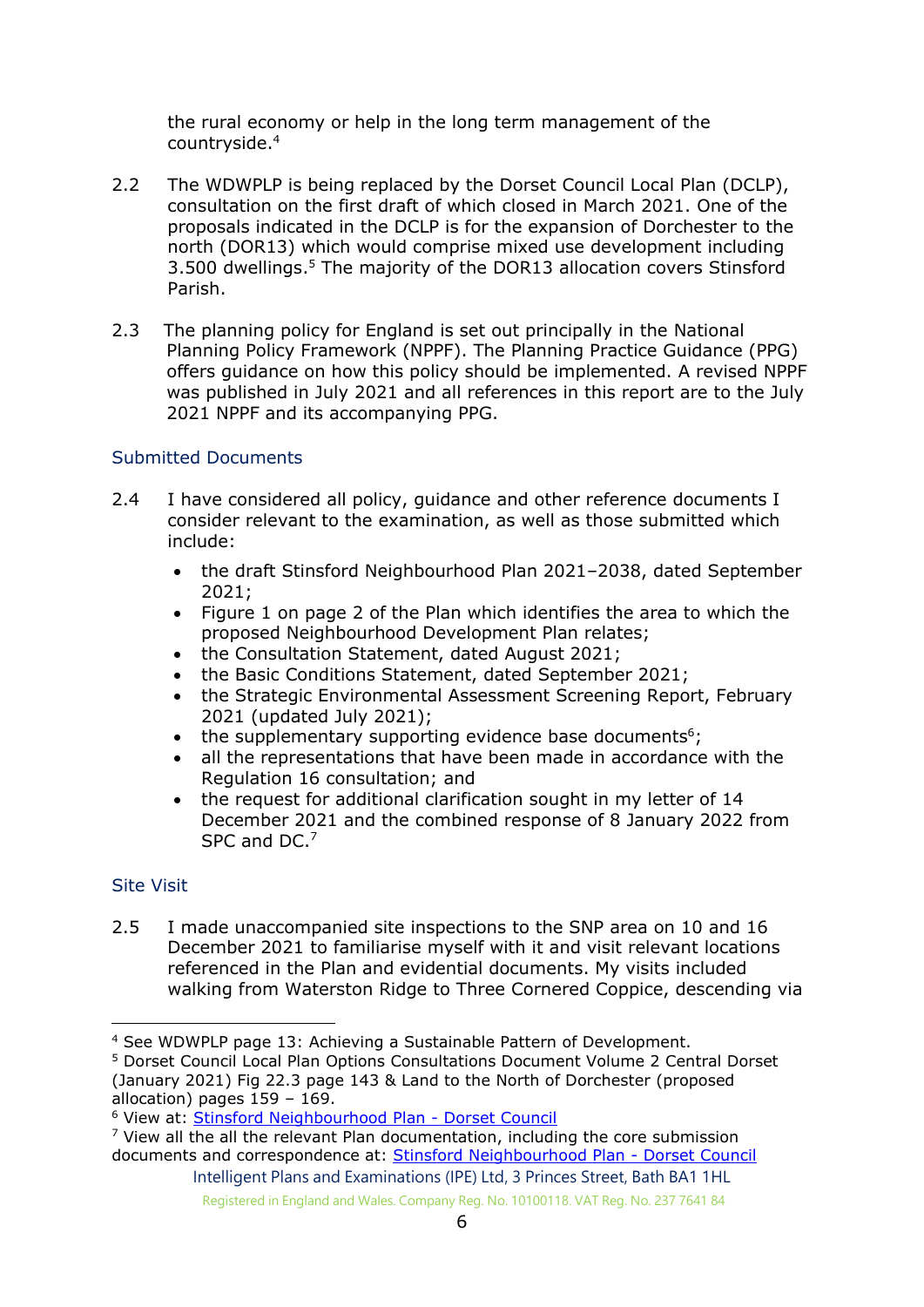the rural economy or help in the long term management of the countryside.[4]

2.2 The WDWPLP is being replaced by the Dorset Council Local Plan (DCLP), consultation on the first draft of which closed in March 2021. One of the proposals indicated in the DCLP is for the expansion of Dorchester to the north (DOR13) which would comprise mixed use development including 3.500 dwellings.[5] The majority of the DOR13 allocation covers Stinsford Parish.

2.3 The planning policy for England is set out principally in the National Planning Policy Framework (NPPF). The Planning Practice Guidance (PPG) offers guidance on how this policy should be implemented. A revised NPPF was published in July 2021 and all references in this report are to the July 2021 NPPF and its accompanying PPG.

### Submitted Documents

2.4 I have considered all policy, guidance and other reference documents I consider relevant to the examination, as well as those submitted which include:

- the draft Stinsford Neighbourhood Plan 2021–2038, dated September 2021;
- Figure 1 on page 2 of the Plan which identifies the area to which the proposed Neighbourhood Development Plan relates;
- the Consultation Statement, dated August 2021;
- the Basic Conditions Statement, dated September 2021;
- the Strategic Environmental Assessment Screening Report, February 2021 (updated July 2021);
- the supplementary supporting evidence base documents[6];
- all the representations that have been made in accordance with the Regulation 16 consultation; and
- the request for additional clarification sought in my letter of 14 December 2021 and the combined response of 8 January 2022 from SPC and DC.[7]

### Site Visit

2.5 I made unaccompanied site inspections to the SNP area on 10 and 16 December 2021 to familiarise myself with it and visit relevant locations referenced in the Plan and evidential documents. My visits included walking from Waterston Ridge to Three Cornered Coppice, descending via

---

[4] See WDWPLP page 13: Achieving a Sustainable Pattern of Development.

[5] Dorset Council Local Plan Options Consultations Document Volume 2 Central Dorset (January 2021) Fig 22.3 page 143 & Land to the North of Dorchester (proposed allocation) pages 159 – 169.

[6] View at: [Stinsford Neighbourhood Plan - Dorset Council]

[7] View all the all the relevant Plan documentation, including the core submission documents and correspondence at: [Stinsford Neighbourhood Plan - Dorset Council]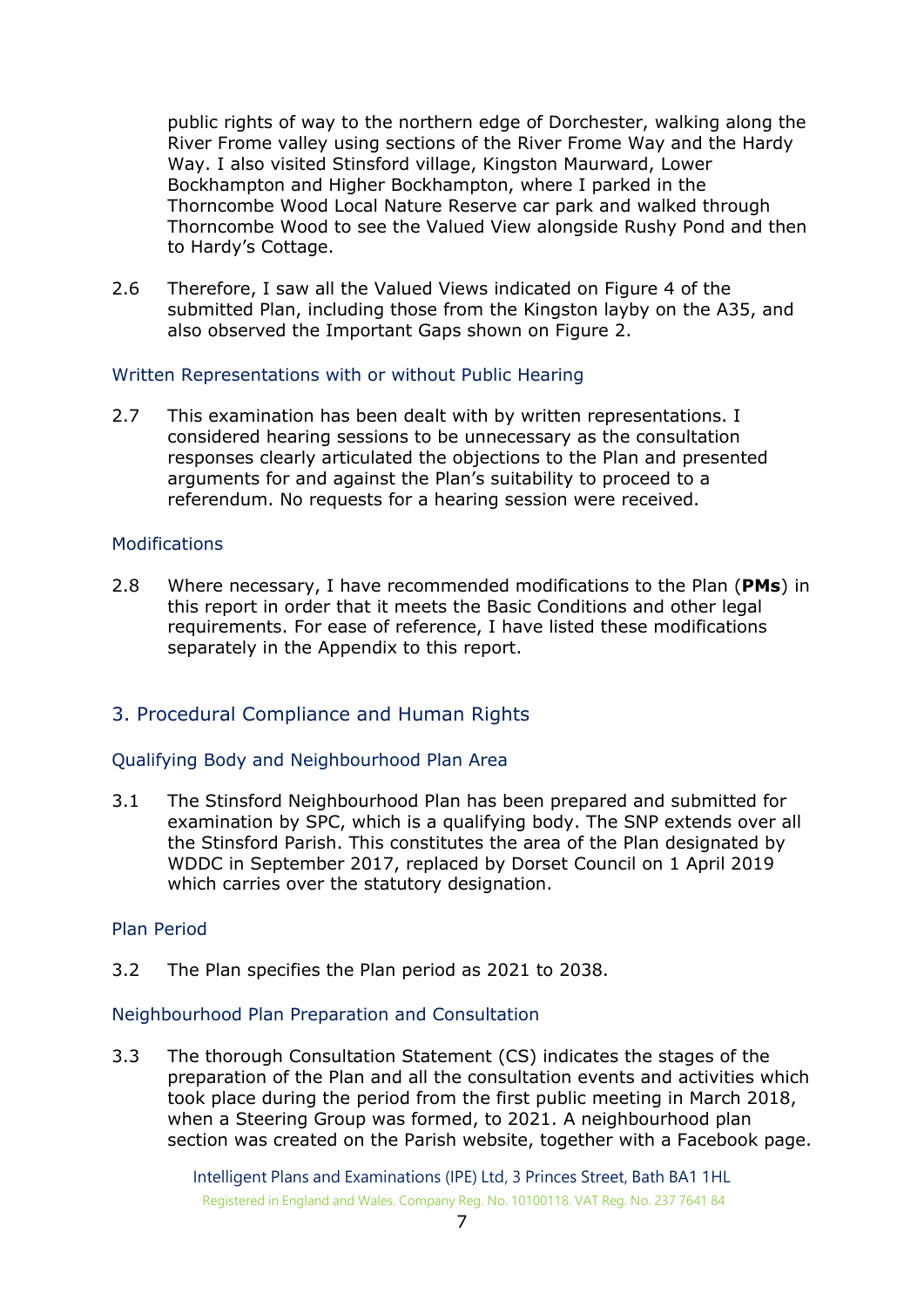public rights of way to the northern edge of Dorchester, walking along the River Frome valley using sections of the River Frome Way and the Hardy Way. I also visited Stinsford village, Kingston Maurward, Lower Bockhampton and Higher Bockhampton, where I parked in the Thorncombe Wood Local Nature Reserve car park and walked through Thorncombe Wood to see the Valued View alongside Rushy Pond and then to Hardy's Cottage.

2.6 Therefore, I saw all the Valued Views indicated on Figure 4 of the submitted Plan, including those from the Kingston layby on the A35, and also observed the Important Gaps shown on Figure 2.

### Written Representations with or without Public Hearing

2.7 This examination has been dealt with by written representations. I considered hearing sessions to be unnecessary as the consultation responses clearly articulated the objections to the Plan and presented arguments for and against the Plan's suitability to proceed to a referendum. No requests for a hearing session were received.

### Modifications

2.8 Where necessary, I have recommended modifications to the Plan (**PMs**) in this report in order that it meets the Basic Conditions and other legal requirements. For ease of reference, I have listed these modifications separately in the Appendix to this report.

## 3. Procedural Compliance and Human Rights

### Qualifying Body and Neighbourhood Plan Area

3.1 The Stinsford Neighbourhood Plan has been prepared and submitted for examination by SPC, which is a qualifying body. The SNP extends over all the Stinsford Parish. This constitutes the area of the Plan designated by WDDC in September 2017, replaced by Dorset Council on 1 April 2019 which carries over the statutory designation.

### Plan Period

3.2 The Plan specifies the Plan period as 2021 to 2038.

### Neighbourhood Plan Preparation and Consultation

3.3 The thorough Consultation Statement (CS) indicates the stages of the preparation of the Plan and all the consultation events and activities which took place during the period from the first public meeting in March 2018, when a Steering Group was formed, to 2021. A neighbourhood plan section was created on the Parish website, together with a Facebook page.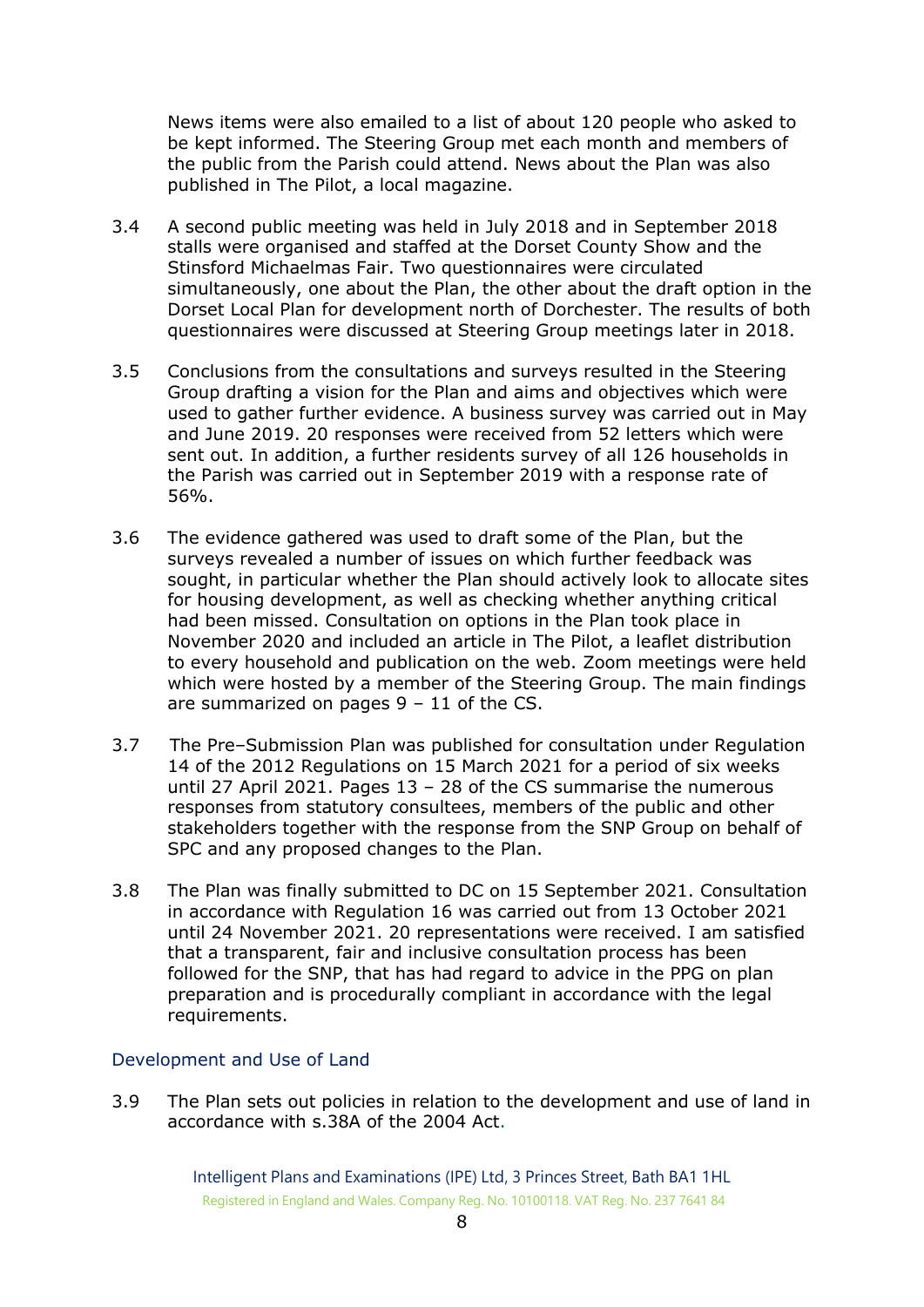News items were also emailed to a list of about 120 people who asked to be kept informed. The Steering Group met each month and members of the public from the Parish could attend. News about the Plan was also published in The Pilot, a local magazine.

3.4 A second public meeting was held in July 2018 and in September 2018 stalls were organised and staffed at the Dorset County Show and the Stinsford Michaelmas Fair. Two questionnaires were circulated simultaneously, one about the Plan, the other about the draft option in the Dorset Local Plan for development north of Dorchester. The results of both questionnaires were discussed at Steering Group meetings later in 2018.

3.5 Conclusions from the consultations and surveys resulted in the Steering Group drafting a vision for the Plan and aims and objectives which were used to gather further evidence. A business survey was carried out in May and June 2019. 20 responses were received from 52 letters which were sent out. In addition, a further residents survey of all 126 households in the Parish was carried out in September 2019 with a response rate of 56%.

3.6 The evidence gathered was used to draft some of the Plan, but the surveys revealed a number of issues on which further feedback was sought, in particular whether the Plan should actively look to allocate sites for housing development, as well as checking whether anything critical had been missed. Consultation on options in the Plan took place in November 2020 and included an article in The Pilot, a leaflet distribution to every household and publication on the web. Zoom meetings were held which were hosted by a member of the Steering Group. The main findings are summarized on pages 9 – 11 of the CS.

3.7 The Pre–Submission Plan was published for consultation under Regulation 14 of the 2012 Regulations on 15 March 2021 for a period of six weeks until 27 April 2021. Pages 13 – 28 of the CS summarise the numerous responses from statutory consultees, members of the public and other stakeholders together with the response from the SNP Group on behalf of SPC and any proposed changes to the Plan.

3.8 The Plan was finally submitted to DC on 15 September 2021. Consultation in accordance with Regulation 16 was carried out from 13 October 2021 until 24 November 2021. 20 representations were received. I am satisfied that a transparent, fair and inclusive consultation process has been followed for the SNP, that has had regard to advice in the PPG on plan preparation and is procedurally compliant in accordance with the legal requirements.

## Development and Use of Land

3.9 The Plan sets out policies in relation to the development and use of land in accordance with s.38A of the 2004 Act.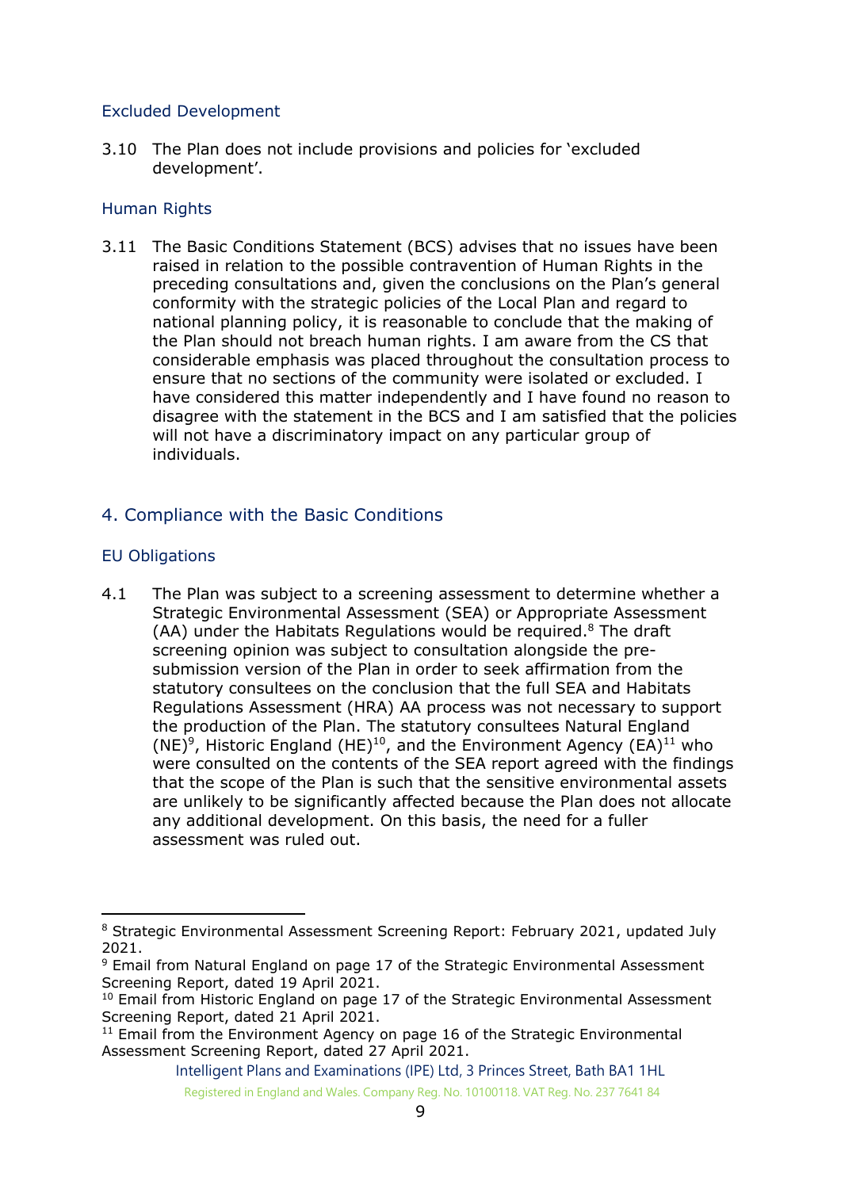### Excluded Development

3.10 The Plan does not include provisions and policies for 'excluded development'.

### Human Rights

3.11 The Basic Conditions Statement (BCS) advises that no issues have been raised in relation to the possible contravention of Human Rights in the preceding consultations and, given the conclusions on the Plan's general conformity with the strategic policies of the Local Plan and regard to national planning policy, it is reasonable to conclude that the making of the Plan should not breach human rights. I am aware from the CS that considerable emphasis was placed throughout the consultation process to ensure that no sections of the community were isolated or excluded. I have considered this matter independently and I have found no reason to disagree with the statement in the BCS and I am satisfied that the policies will not have a discriminatory impact on any particular group of individuals.

## 4. Compliance with the Basic Conditions

### EU Obligations

4.1 The Plan was subject to a screening assessment to determine whether a Strategic Environmental Assessment (SEA) or Appropriate Assessment (AA) under the Habitats Regulations would be required.[8] The draft screening opinion was subject to consultation alongside the pre-submission version of the Plan in order to seek affirmation from the statutory consultees on the conclusion that the full SEA and Habitats Regulations Assessment (HRA) AA process was not necessary to support the production of the Plan. The statutory consultees Natural England (NE)[9], Historic England (HE)[10], and the Environment Agency (EA)[11] who were consulted on the contents of the SEA report agreed with the findings that the scope of the Plan is such that the sensitive environmental assets are unlikely to be significantly affected because the Plan does not allocate any additional development. On this basis, the need for a fuller assessment was ruled out.

---

[8] Strategic Environmental Assessment Screening Report: February 2021, updated July 2021.

[9] Email from Natural England on page 17 of the Strategic Environmental Assessment Screening Report, dated 19 April 2021.

[10] Email from Historic England on page 17 of the Strategic Environmental Assessment Screening Report, dated 21 April 2021.

[11] Email from the Environment Agency on page 16 of the Strategic Environmental Assessment Screening Report, dated 27 April 2021.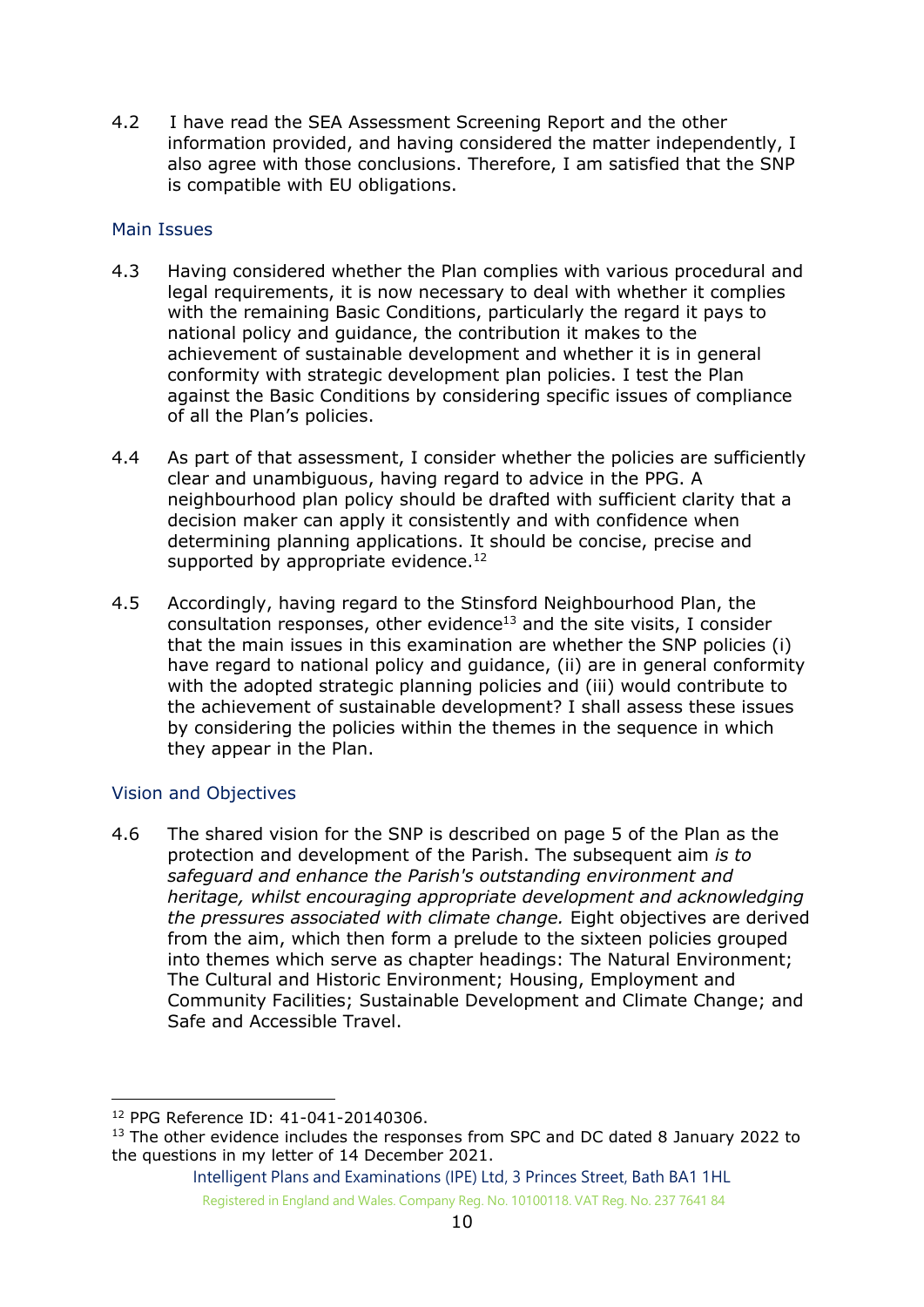4.2 I have read the SEA Assessment Screening Report and the other information provided, and having considered the matter independently, I also agree with those conclusions. Therefore, I am satisfied that the SNP is compatible with EU obligations.

## Main Issues

4.3 Having considered whether the Plan complies with various procedural and legal requirements, it is now necessary to deal with whether it complies with the remaining Basic Conditions, particularly the regard it pays to national policy and guidance, the contribution it makes to the achievement of sustainable development and whether it is in general conformity with strategic development plan policies. I test the Plan against the Basic Conditions by considering specific issues of compliance of all the Plan's policies.

4.4 As part of that assessment, I consider whether the policies are sufficiently clear and unambiguous, having regard to advice in the PPG. A neighbourhood plan policy should be drafted with sufficient clarity that a decision maker can apply it consistently and with confidence when determining planning applications. It should be concise, precise and supported by appropriate evidence.[12]

4.5 Accordingly, having regard to the Stinsford Neighbourhood Plan, the consultation responses, other evidence[13] and the site visits, I consider that the main issues in this examination are whether the SNP policies (i) have regard to national policy and guidance, (ii) are in general conformity with the adopted strategic planning policies and (iii) would contribute to the achievement of sustainable development? I shall assess these issues by considering the policies within the themes in the sequence in which they appear in the Plan.

## Vision and Objectives

4.6 The shared vision for the SNP is described on page 5 of the Plan as the protection and development of the Parish. The subsequent aim *is to safeguard and enhance the Parish's outstanding environment and heritage, whilst encouraging appropriate development and acknowledging the pressures associated with climate change.* Eight objectives are derived from the aim, which then form a prelude to the sixteen policies grouped into themes which serve as chapter headings: The Natural Environment; The Cultural and Historic Environment; Housing, Employment and Community Facilities; Sustainable Development and Climate Change; and Safe and Accessible Travel.

---

[12] PPG Reference ID: 41-041-20140306.

[13] The other evidence includes the responses from SPC and DC dated 8 January 2022 to the questions in my letter of 14 December 2021.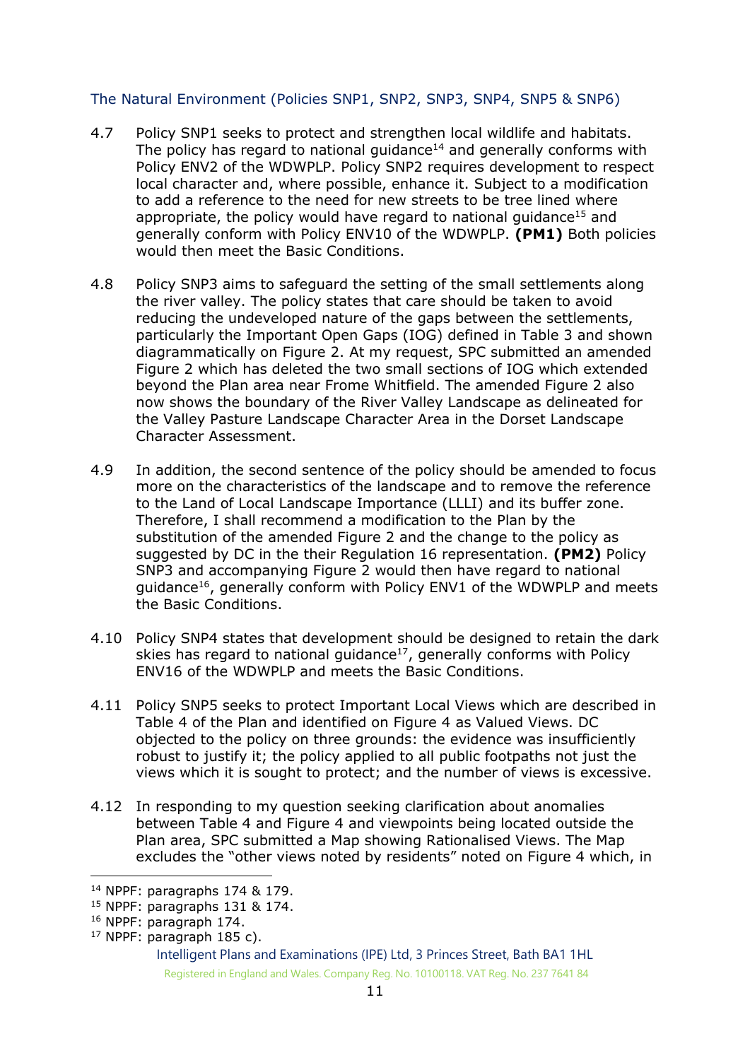### The Natural Environment (Policies SNP1, SNP2, SNP3, SNP4, SNP5 & SNP6)

4.7 Policy SNP1 seeks to protect and strengthen local wildlife and habitats. The policy has regard to national guidance[14] and generally conforms with Policy ENV2 of the WDWPLP. Policy SNP2 requires development to respect local character and, where possible, enhance it. Subject to a modification to add a reference to the need for new streets to be tree lined where appropriate, the policy would have regard to national guidance[15] and generally conform with Policy ENV10 of the WDWPLP. **(PM1)** Both policies would then meet the Basic Conditions.

4.8 Policy SNP3 aims to safeguard the setting of the small settlements along the river valley. The policy states that care should be taken to avoid reducing the undeveloped nature of the gaps between the settlements, particularly the Important Open Gaps (IOG) defined in Table 3 and shown diagrammatically on Figure 2. At my request, SPC submitted an amended Figure 2 which has deleted the two small sections of IOG which extended beyond the Plan area near Frome Whitfield. The amended Figure 2 also now shows the boundary of the River Valley Landscape as delineated for the Valley Pasture Landscape Character Area in the Dorset Landscape Character Assessment.

4.9 In addition, the second sentence of the policy should be amended to focus more on the characteristics of the landscape and to remove the reference to the Land of Local Landscape Importance (LLLI) and its buffer zone. Therefore, I shall recommend a modification to the Plan by the substitution of the amended Figure 2 and the change to the policy as suggested by DC in the their Regulation 16 representation. **(PM2)** Policy SNP3 and accompanying Figure 2 would then have regard to national guidance[16], generally conform with Policy ENV1 of the WDWPLP and meets the Basic Conditions.

4.10 Policy SNP4 states that development should be designed to retain the dark skies has regard to national guidance[17], generally conforms with Policy ENV16 of the WDWPLP and meets the Basic Conditions.

4.11 Policy SNP5 seeks to protect Important Local Views which are described in Table 4 of the Plan and identified on Figure 4 as Valued Views. DC objected to the policy on three grounds: the evidence was insufficiently robust to justify it; the policy applied to all public footpaths not just the views which it is sought to protect; and the number of views is excessive.

4.12 In responding to my question seeking clarification about anomalies between Table 4 and Figure 4 and viewpoints being located outside the Plan area, SPC submitted a Map showing Rationalised Views. The Map excludes the "other views noted by residents" noted on Figure 4 which, in

---

[14] NPPF: paragraphs 174 & 179.
[15] NPPF: paragraphs 131 & 174.
[16] NPPF: paragraph 174.
[17] NPPF: paragraph 185 c).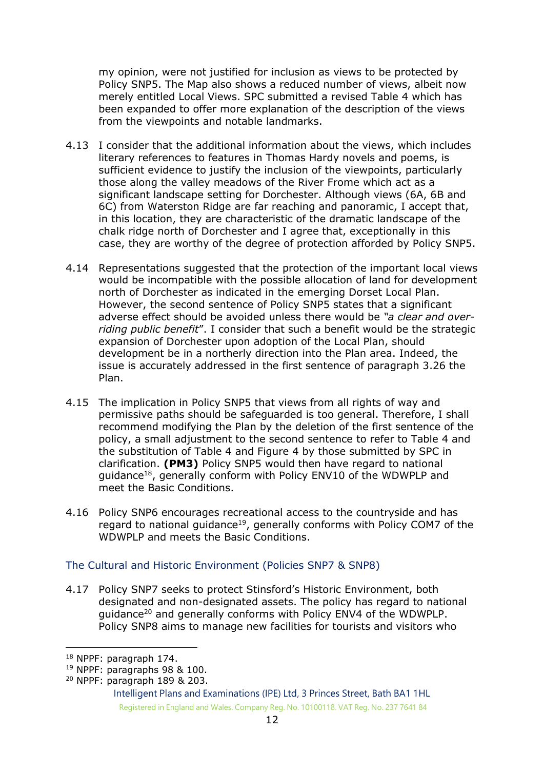my opinion, were not justified for inclusion as views to be protected by Policy SNP5. The Map also shows a reduced number of views, albeit now merely entitled Local Views. SPC submitted a revised Table 4 which has been expanded to offer more explanation of the description of the views from the viewpoints and notable landmarks.

4.13 I consider that the additional information about the views, which includes literary references to features in Thomas Hardy novels and poems, is sufficient evidence to justify the inclusion of the viewpoints, particularly those along the valley meadows of the River Frome which act as a significant landscape setting for Dorchester. Although views (6A, 6B and 6C) from Waterston Ridge are far reaching and panoramic, I accept that, in this location, they are characteristic of the dramatic landscape of the chalk ridge north of Dorchester and I agree that, exceptionally in this case, they are worthy of the degree of protection afforded by Policy SNP5.

4.14 Representations suggested that the protection of the important local views would be incompatible with the possible allocation of land for development north of Dorchester as indicated in the emerging Dorset Local Plan. However, the second sentence of Policy SNP5 states that a significant adverse effect should be avoided unless there would be *"a clear and over-riding public benefit*". I consider that such a benefit would be the strategic expansion of Dorchester upon adoption of the Local Plan, should development be in a northerly direction into the Plan area. Indeed, the issue is accurately addressed in the first sentence of paragraph 3.26 the Plan.

4.15 The implication in Policy SNP5 that views from all rights of way and permissive paths should be safeguarded is too general. Therefore, I shall recommend modifying the Plan by the deletion of the first sentence of the policy, a small adjustment to the second sentence to refer to Table 4 and the substitution of Table 4 and Figure 4 by those submitted by SPC in clarification. **(PM3)** Policy SNP5 would then have regard to national guidance[18], generally conform with Policy ENV10 of the WDWPLP and meet the Basic Conditions.

4.16 Policy SNP6 encourages recreational access to the countryside and has regard to national guidance[19], generally conforms with Policy COM7 of the WDWPLP and meets the Basic Conditions.

## The Cultural and Historic Environment (Policies SNP7 & SNP8)

4.17 Policy SNP7 seeks to protect Stinsford's Historic Environment, both designated and non-designated assets. The policy has regard to national guidance[20] and generally conforms with Policy ENV4 of the WDWPLP. Policy SNP8 aims to manage new facilities for tourists and visitors who

[18] NPPF: paragraph 174.
[19] NPPF: paragraphs 98 & 100.
[20] NPPF: paragraph 189 & 203.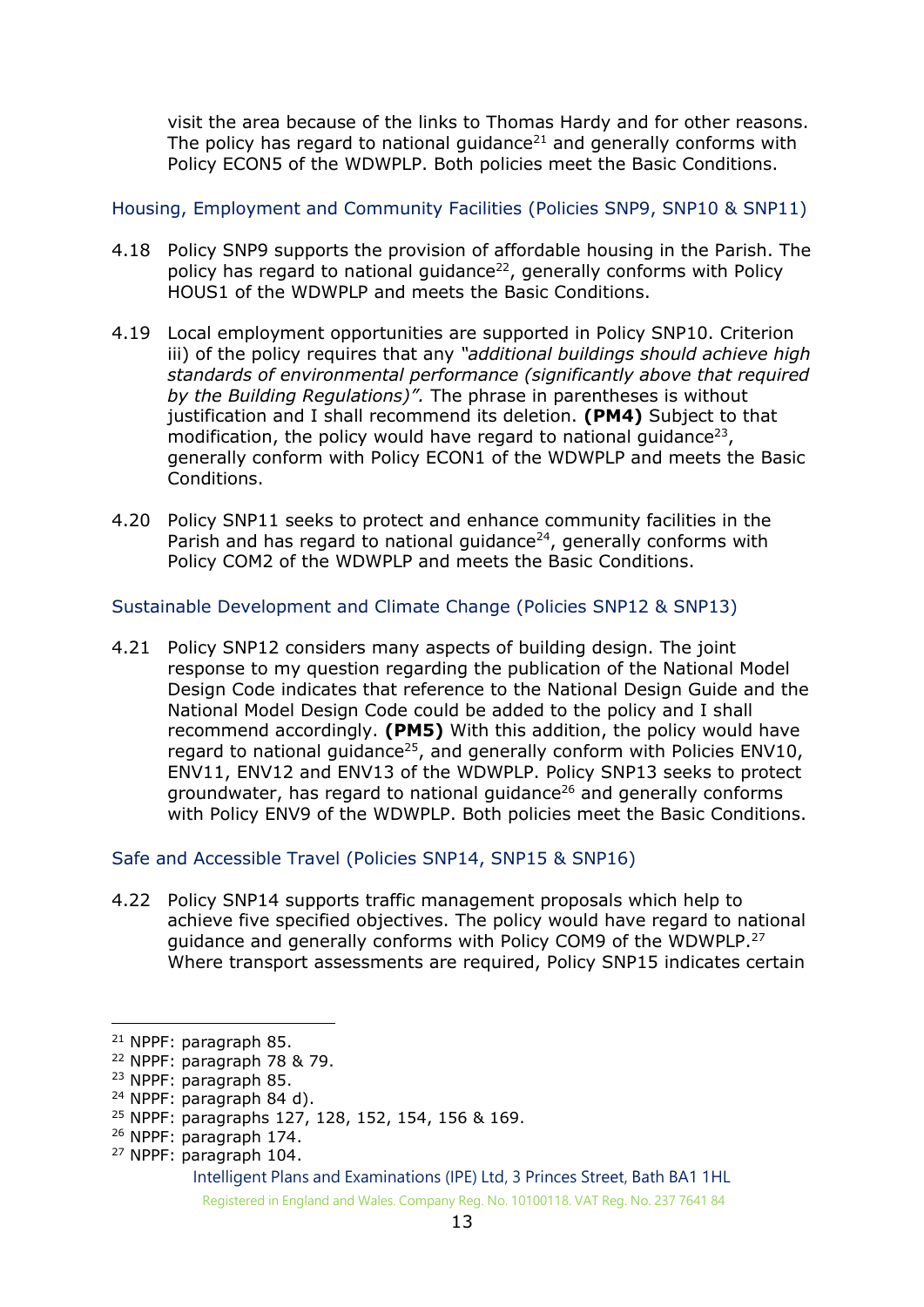visit the area because of the links to Thomas Hardy and for other reasons. The policy has regard to national guidance[21] and generally conforms with Policy ECON5 of the WDWPLP. Both policies meet the Basic Conditions.

### Housing, Employment and Community Facilities (Policies SNP9, SNP10 & SNP11)

4.18 Policy SNP9 supports the provision of affordable housing in the Parish. The policy has regard to national guidance[22], generally conforms with Policy HOUS1 of the WDWPLP and meets the Basic Conditions.

4.19 Local employment opportunities are supported in Policy SNP10. Criterion iii) of the policy requires that any *"additional buildings should achieve high standards of environmental performance (significantly above that required by the Building Regulations)"*. The phrase in parentheses is without justification and I shall recommend its deletion. **(PM4)** Subject to that modification, the policy would have regard to national guidance[23], generally conform with Policy ECON1 of the WDWPLP and meets the Basic Conditions.

4.20 Policy SNP11 seeks to protect and enhance community facilities in the Parish and has regard to national guidance[24], generally conforms with Policy COM2 of the WDWPLP and meets the Basic Conditions.

### Sustainable Development and Climate Change (Policies SNP12 & SNP13)

4.21 Policy SNP12 considers many aspects of building design. The joint response to my question regarding the publication of the National Model Design Code indicates that reference to the National Design Guide and the National Model Design Code could be added to the policy and I shall recommend accordingly. **(PM5)** With this addition, the policy would have regard to national guidance[25], and generally conform with Policies ENV10, ENV11, ENV12 and ENV13 of the WDWPLP. Policy SNP13 seeks to protect groundwater, has regard to national guidance[26] and generally conforms with Policy ENV9 of the WDWPLP. Both policies meet the Basic Conditions.

### Safe and Accessible Travel (Policies SNP14, SNP15 & SNP16)

4.22 Policy SNP14 supports traffic management proposals which help to achieve five specified objectives. The policy would have regard to national guidance and generally conforms with Policy COM9 of the WDWPLP.[27] Where transport assessments are required, Policy SNP15 indicates certain

---

[21] NPPF: paragraph 85.
[22] NPPF: paragraph 78 & 79.
[23] NPPF: paragraph 85.
[24] NPPF: paragraph 84 d).
[25] NPPF: paragraphs 127, 128, 152, 154, 156 & 169.
[26] NPPF: paragraph 174.
[27] NPPF: paragraph 104.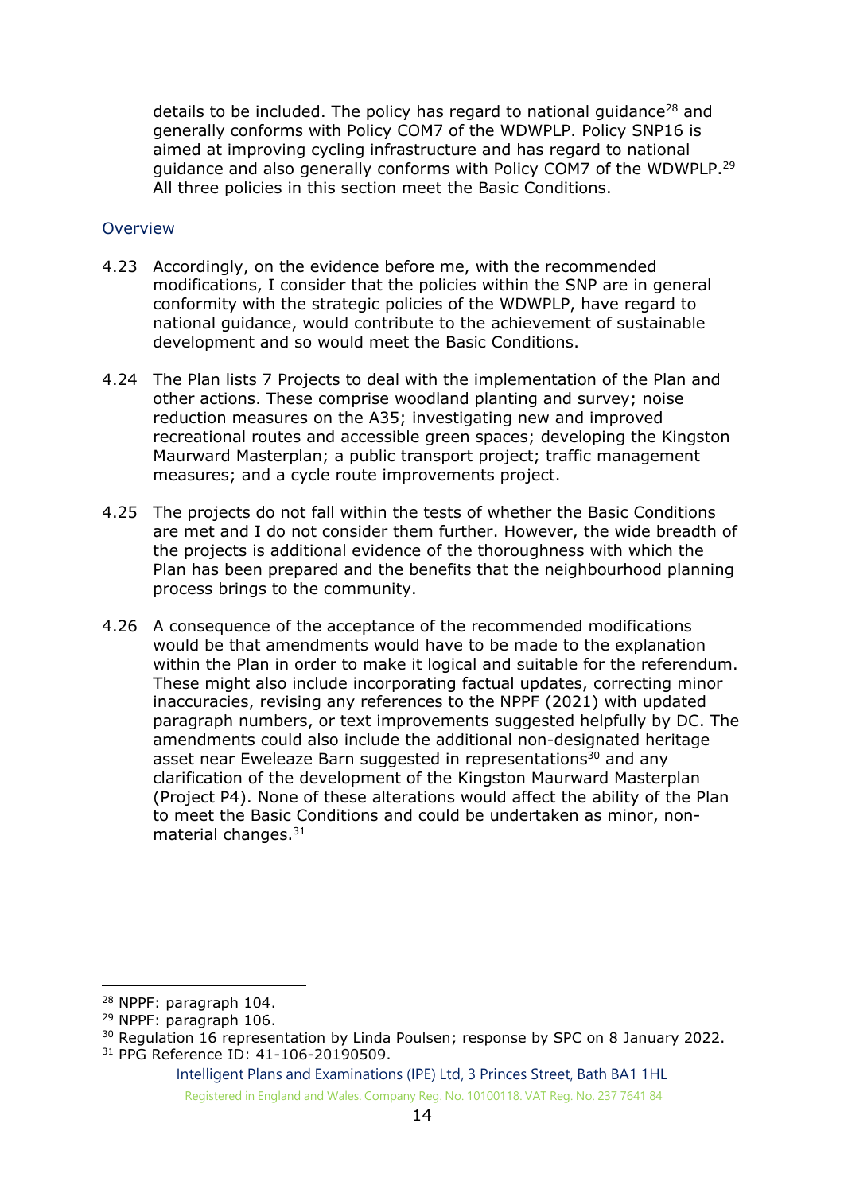details to be included. The policy has regard to national guidance[28] and generally conforms with Policy COM7 of the WDWPLP. Policy SNP16 is aimed at improving cycling infrastructure and has regard to national guidance and also generally conforms with Policy COM7 of the WDWPLP.[29] All three policies in this section meet the Basic Conditions.

### Overview

4.23 Accordingly, on the evidence before me, with the recommended modifications, I consider that the policies within the SNP are in general conformity with the strategic policies of the WDWPLP, have regard to national guidance, would contribute to the achievement of sustainable development and so would meet the Basic Conditions.

4.24 The Plan lists 7 Projects to deal with the implementation of the Plan and other actions. These comprise woodland planting and survey; noise reduction measures on the A35; investigating new and improved recreational routes and accessible green spaces; developing the Kingston Maurward Masterplan; a public transport project; traffic management measures; and a cycle route improvements project.

4.25 The projects do not fall within the tests of whether the Basic Conditions are met and I do not consider them further. However, the wide breadth of the projects is additional evidence of the thoroughness with which the Plan has been prepared and the benefits that the neighbourhood planning process brings to the community.

4.26 A consequence of the acceptance of the recommended modifications would be that amendments would have to be made to the explanation within the Plan in order to make it logical and suitable for the referendum. These might also include incorporating factual updates, correcting minor inaccuracies, revising any references to the NPPF (2021) with updated paragraph numbers, or text improvements suggested helpfully by DC. The amendments could also include the additional non-designated heritage asset near Eweleaze Barn suggested in representations[30] and any clarification of the development of the Kingston Maurward Masterplan (Project P4). None of these alterations would affect the ability of the Plan to meet the Basic Conditions and could be undertaken as minor, non-material changes.[31]

---

[28] NPPF: paragraph 104.
[29] NPPF: paragraph 106.
[30] Regulation 16 representation by Linda Poulsen; response by SPC on 8 January 2022.
[31] PPG Reference ID: 41-106-20190509.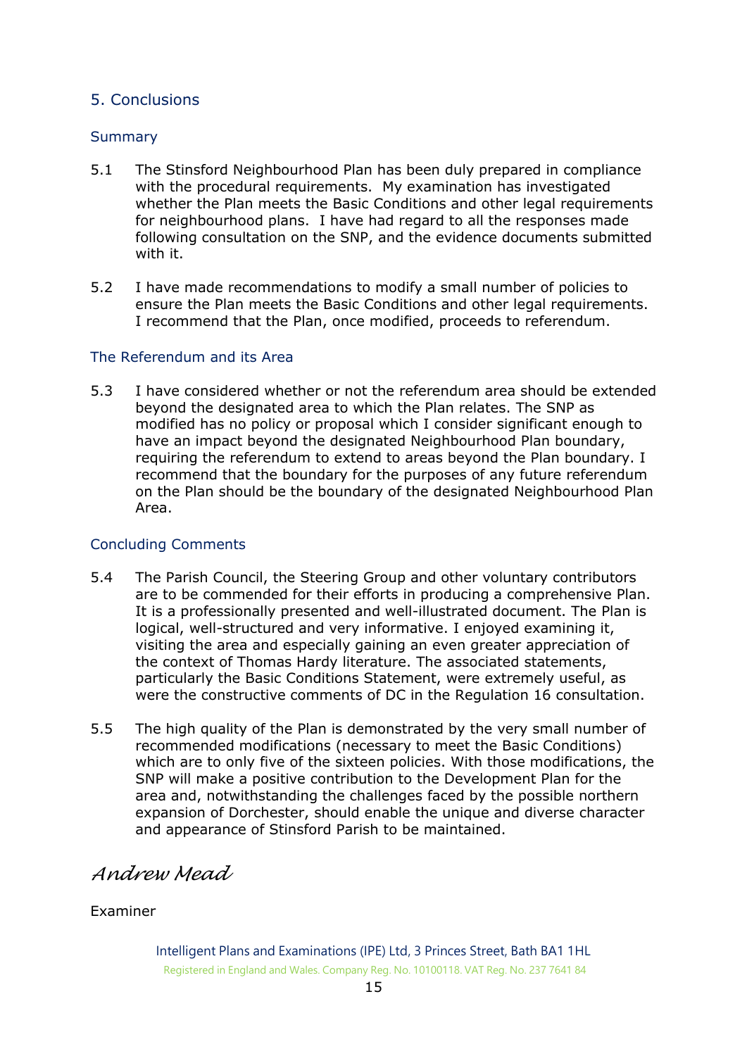## 5. Conclusions

### Summary

5.1 The Stinsford Neighbourhood Plan has been duly prepared in compliance with the procedural requirements. My examination has investigated whether the Plan meets the Basic Conditions and other legal requirements for neighbourhood plans. I have had regard to all the responses made following consultation on the SNP, and the evidence documents submitted with it.

5.2 I have made recommendations to modify a small number of policies to ensure the Plan meets the Basic Conditions and other legal requirements. I recommend that the Plan, once modified, proceeds to referendum.

### The Referendum and its Area

5.3 I have considered whether or not the referendum area should be extended beyond the designated area to which the Plan relates. The SNP as modified has no policy or proposal which I consider significant enough to have an impact beyond the designated Neighbourhood Plan boundary, requiring the referendum to extend to areas beyond the Plan boundary. I recommend that the boundary for the purposes of any future referendum on the Plan should be the boundary of the designated Neighbourhood Plan Area.

### Concluding Comments

5.4 The Parish Council, the Steering Group and other voluntary contributors are to be commended for their efforts in producing a comprehensive Plan. It is a professionally presented and well-illustrated document. The Plan is logical, well-structured and very informative. I enjoyed examining it, visiting the area and especially gaining an even greater appreciation of the context of Thomas Hardy literature. The associated statements, particularly the Basic Conditions Statement, were extremely useful, as were the constructive comments of DC in the Regulation 16 consultation.

5.5 The high quality of the Plan is demonstrated by the very small number of recommended modifications (necessary to meet the Basic Conditions) which are to only five of the sixteen policies. With those modifications, the SNP will make a positive contribution to the Development Plan for the area and, notwithstanding the challenges faced by the possible northern expansion of Dorchester, should enable the unique and diverse character and appearance of Stinsford Parish to be maintained.

*Andrew Mead*

Examiner

Intelligent Plans and Examinations (IPE) Ltd, 3 Princes Street, Bath BA1 1HL
Registered in England and Wales. Company Reg. No. 10100118. VAT Reg. No. 237 7641 84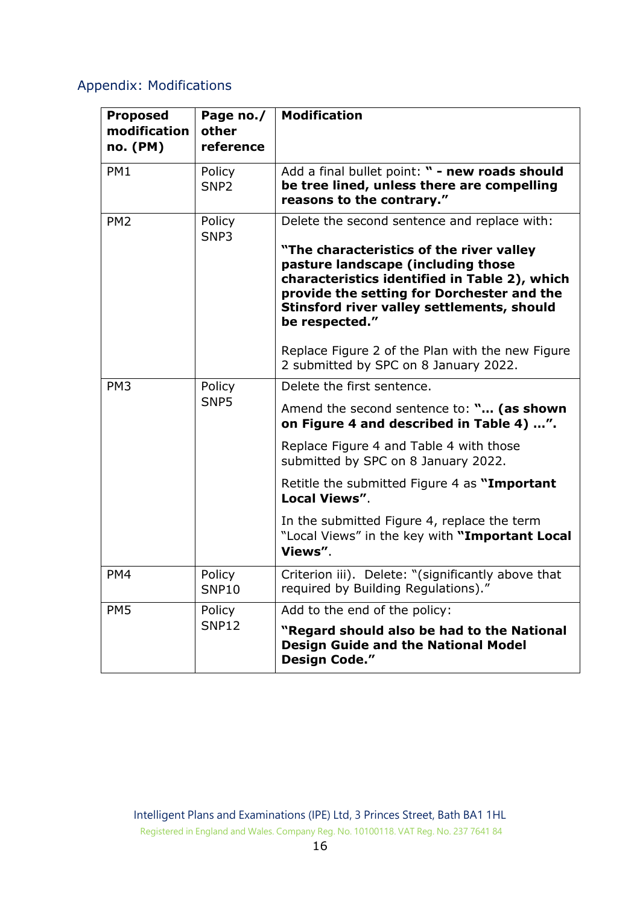## Appendix: Modifications

| Proposed modification no. (PM) | Page no./ other reference | Modification |
|---|---|---|
| PM1 | Policy SNP2 | Add a final bullet point: **" - new roads should be tree lined, unless there are compelling reasons to the contrary."** |
| PM2 | Policy SNP3 | Delete the second sentence and replace with: **"The characteristics of the river valley pasture landscape (including those characteristics identified in Table 2), which provide the setting for Dorchester and the Stinsford river valley settlements, should be respected."** Replace Figure 2 of the Plan with the new Figure 2 submitted by SPC on 8 January 2022. |
| PM3 | Policy SNP5 | Delete the first sentence. Amend the second sentence to: **"… (as shown on Figure 4 and described in Table 4) …".** Replace Figure 4 and Table 4 with those submitted by SPC on 8 January 2022. Retitle the submitted Figure 4 as **"Important Local Views"**. In the submitted Figure 4, replace the term "Local Views" in the key with **"Important Local Views"**. |
| PM4 | Policy SNP10 | Criterion iii). Delete: "(significantly above that required by Building Regulations)." |
| PM5 | Policy SNP12 | Add to the end of the policy: **"Regard should also be had to the National Design Guide and the National Model Design Code."** |

Intelligent Plans and Examinations (IPE) Ltd, 3 Princes Street, Bath BA1 1HL

Registered in England and Wales. Company Reg. No. 10100118. VAT Reg. No. 237 7641 84